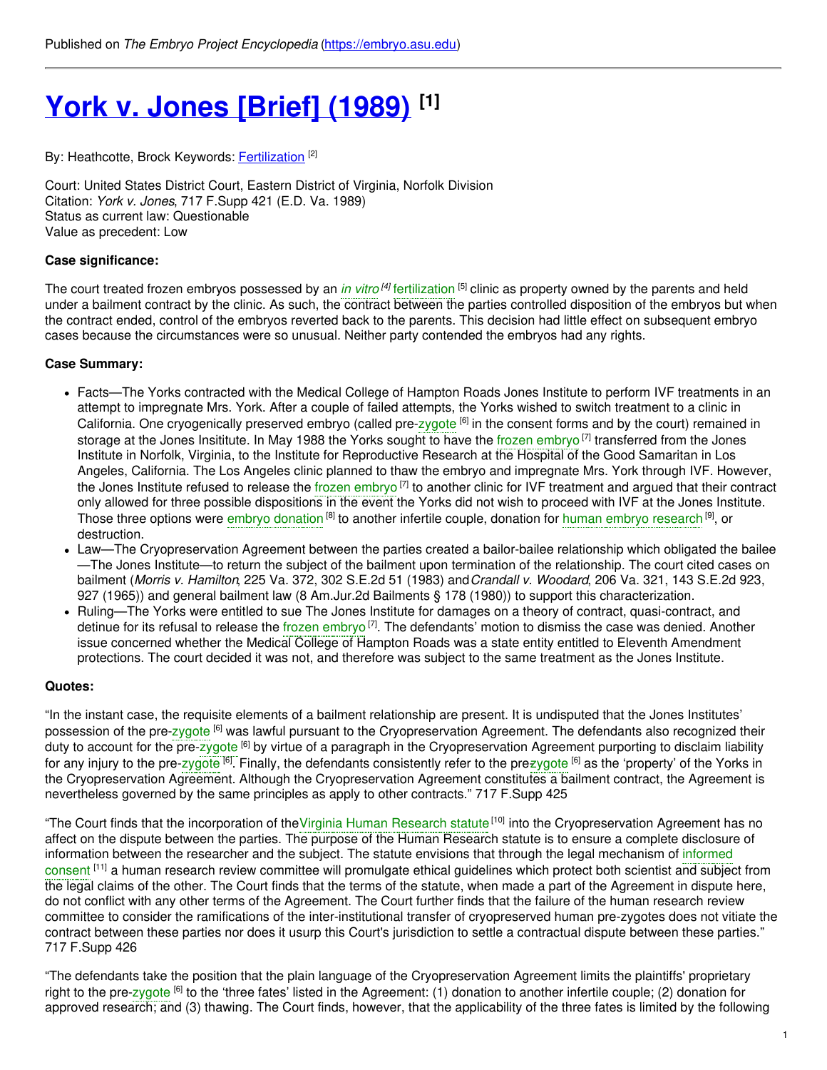Published on *The Embryo Project Encyclopedia* (https://embryo.asu.edu)

# York v. Jones [Brief] (1989) [1]

By: Heathcotte, Brock Keywords: Fertilization [2]

Court: United States District Court, Eastern District of Virginia, Norfolk Division
Citation: *York v. Jones*, 717 F.Supp 421 (E.D. Va. 1989)
Status as current law: Questionable
Value as precedent: Low

### Case significance:

The court treated frozen embryos possessed by an *in vitro* [4] fertilization [5] clinic as property owned by the parents and held under a bailment contract by the clinic. As such, the contract between the parties controlled disposition of the embryos but when the contract ended, control of the embryos reverted back to the parents. This decision had little effect on subsequent embryo cases because the circumstances were so unusual. Neither party contended the embryos had any rights.

### Case Summary:

- Facts—The Yorks contracted with the Medical College of Hampton Roads Jones Institute to perform IVF treatments in an attempt to impregnate Mrs. York. After a couple of failed attempts, the Yorks wished to switch treatment to a clinic in California. One cryogenically preserved embryo (called pre-zygote [6] in the consent forms and by the court) remained in storage at the Jones Insititute. In May 1988 the Yorks sought to have the frozen embryo [7] transferred from the Jones Institute in Norfolk, Virginia, to the Institute for Reproductive Research at the Hospital of the Good Samaritan in Los Angeles, California. The Los Angeles clinic planned to thaw the embryo and impregnate Mrs. York through IVF. However, the Jones Institute refused to release the frozen embryo [7] to another clinic for IVF treatment and argued that their contract only allowed for three possible dispositions in the event the Yorks did not wish to proceed with IVF at the Jones Institute. Those three options were embryo donation [8] to another infertile couple, donation for human embryo research [9], or destruction.
- Law—The Cryopreservation Agreement between the parties created a bailor-bailee relationship which obligated the bailee—The Jones Institute—to return the subject of the bailment upon termination of the relationship. The court cited cases on bailment (*Morris v. Hamilton*, 225 Va. 372, 302 S.E.2d 51 (1983) and *Crandall v. Woodard*, 206 Va. 321, 143 S.E.2d 923, 927 (1965)) and general bailment law (8 Am.Jur.2d Bailments § 178 (1980)) to support this characterization.
- Ruling—The Yorks were entitled to sue The Jones Institute for damages on a theory of contract, quasi-contract, and detinue for its refusal to release the frozen embryo [7]. The defendants' motion to dismiss the case was denied. Another issue concerned whether the Medical College of Hampton Roads was a state entity entitled to Eleventh Amendment protections. The court decided it was not, and therefore was subject to the same treatment as the Jones Institute.

### Quotes:

"In the instant case, the requisite elements of a bailment relationship are present. It is undisputed that the Jones Institutes' possession of the pre-zygote [6] was lawful pursuant to the Cryopreservation Agreement. The defendants also recognized their duty to account for the pre-zygote [6] by virtue of a paragraph in the Cryopreservation Agreement purporting to disclaim liability for any injury to the pre-zygote [6]. Finally, the defendants consistently refer to the pre-zygote [6] as the 'property' of the Yorks in the Cryopreservation Agreement. Although the Cryopreservation Agreement constitutes a bailment contract, the Agreement is nevertheless governed by the same principles as apply to other contracts." 717 F.Supp 425

"The Court finds that the incorporation of the Virginia Human Research statute [10] into the Cryopreservation Agreement has no affect on the dispute between the parties. The purpose of the Human Research statute is to ensure a complete disclosure of information between the researcher and the subject. The statute envisions that through the legal mechanism of informed consent [11] a human research review committee will promulgate ethical guidelines which protect both scientist and subject from the legal claims of the other. The Court finds that the terms of the statute, when made a part of the Agreement in dispute here, do not conflict with any other terms of the Agreement. The Court further finds that the failure of the human research review committee to consider the ramifications of the inter-institutional transfer of cryopreserved human pre-zygotes does not vitiate the contract between these parties nor does it usurp this Court's jurisdiction to settle a contractual dispute between these parties." 717 F.Supp 426

"The defendants take the position that the plain language of the Cryopreservation Agreement limits the plaintiffs' proprietary right to the pre-zygote [6] to the 'three fates' listed in the Agreement: (1) donation to another infertile couple; (2) donation for approved research; and (3) thawing. The Court finds, however, that the applicability of the three fates is limited by the following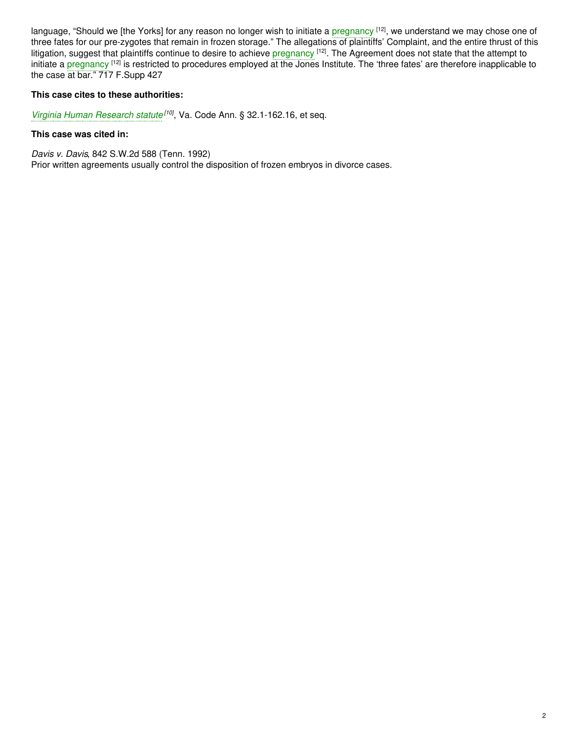language, "Should we [the Yorks] for any reason no longer wish to initiate a pregnancy [12], we understand we may chose one of three fates for our pre-zygotes that remain in frozen storage." The allegations of plaintiffs' Complaint, and the entire thrust of this litigation, suggest that plaintiffs continue to desire to achieve pregnancy [12]. The Agreement does not state that the attempt to initiate a pregnancy [12] is restricted to procedures employed at the Jones Institute. The 'three fates' are therefore inapplicable to the case at bar." 717 F.Supp 427

**This case cites to these authorities:**

*Virginia Human Research statute* [10], Va. Code Ann. § 32.1-162.16, et seq.

**This case was cited in:**

*Davis v. Davis*, 842 S.W.2d 588 (Tenn. 1992)
Prior written agreements usually control the disposition of frozen embryos in divorce cases.